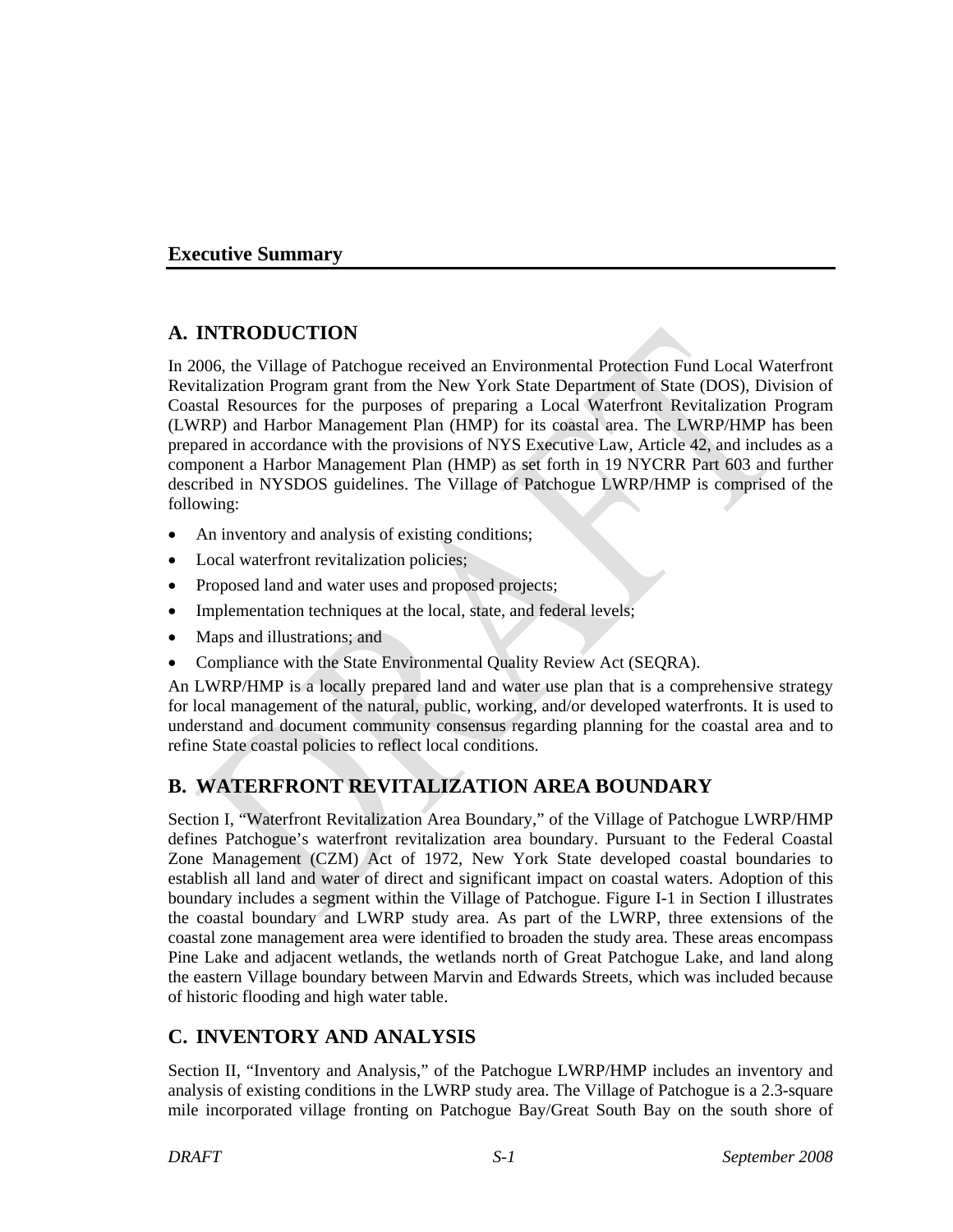# Executive Summary

## A. INTRODUCTION

In 2006, the Village of Patchogue received an Environmental Protection Fund Local Waterfront Revitalization Program grant from the New York State Department of State (DOS), Division of Coastal Resources for the purposes of preparing a Local Waterfront Revitalization Program (LWRP) and Harbor Management Plan (HMP) for its coastal area. The LWRP/HMP has been prepared in accordance with the provisions of NYS Executive Law, Article 42, and includes as a component a Harbor Management Plan (HMP) as set forth in 19 NYCRR Part 603 and further described in NYSDOS guidelines. The Village of Patchogue LWRP/HMP is comprised of the following:

- An inventory and analysis of existing conditions;
- Local waterfront revitalization policies;
- Proposed land and water uses and proposed projects;
- Implementation techniques at the local, state, and federal levels;
- Maps and illustrations; and
- Compliance with the State Environmental Quality Review Act (SEQRA).

An LWRP/HMP is a locally prepared land and water use plan that is a comprehensive strategy for local management of the natural, public, working, and/or developed waterfronts. It is used to understand and document community consensus regarding planning for the coastal area and to refine State coastal policies to reflect local conditions.

## B. WATERFRONT REVITALIZATION AREA BOUNDARY

Section I, "Waterfront Revitalization Area Boundary," of the Village of Patchogue LWRP/HMP defines Patchogue's waterfront revitalization area boundary. Pursuant to the Federal Coastal Zone Management (CZM) Act of 1972, New York State developed coastal boundaries to establish all land and water of direct and significant impact on coastal waters. Adoption of this boundary includes a segment within the Village of Patchogue. Figure I-1 in Section I illustrates the coastal boundary and LWRP study area. As part of the LWRP, three extensions of the coastal zone management area were identified to broaden the study area. These areas encompass Pine Lake and adjacent wetlands, the wetlands north of Great Patchogue Lake, and land along the eastern Village boundary between Marvin and Edwards Streets, which was included because of historic flooding and high water table.

## C. INVENTORY AND ANALYSIS

Section II, "Inventory and Analysis," of the Patchogue LWRP/HMP includes an inventory and analysis of existing conditions in the LWRP study area. The Village of Patchogue is a 2.3-square mile incorporated village fronting on Patchogue Bay/Great South Bay on the south shore of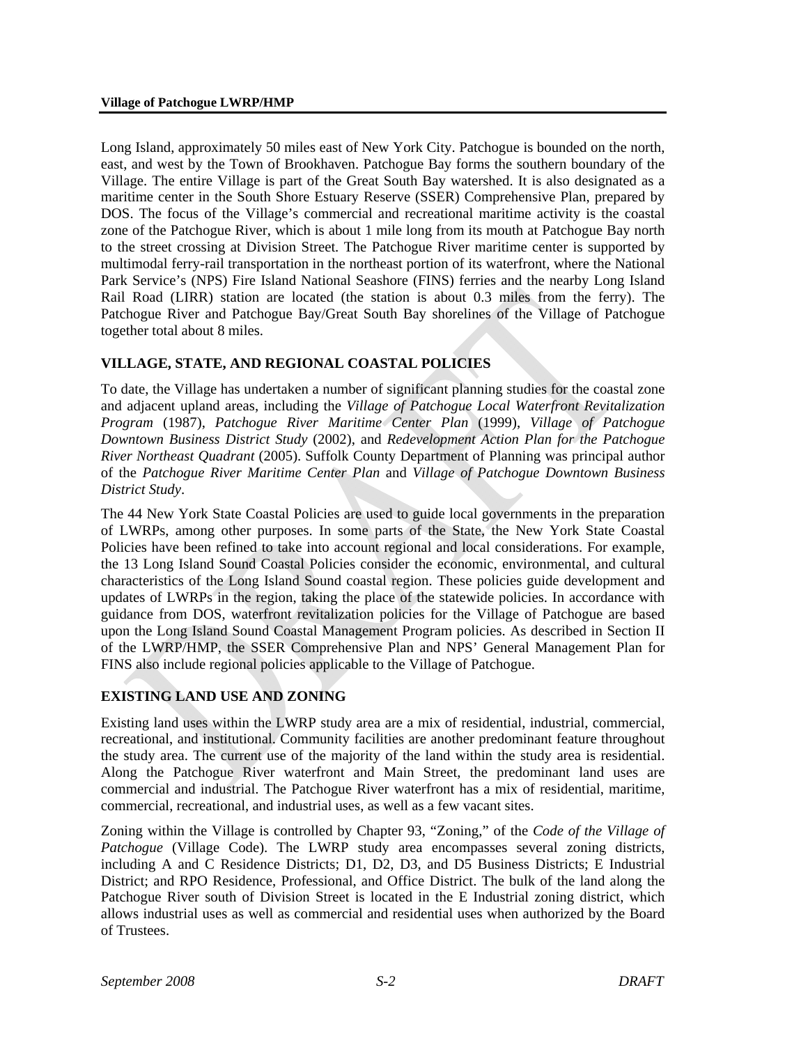Long Island, approximately 50 miles east of New York City. Patchogue is bounded on the north, east, and west by the Town of Brookhaven. Patchogue Bay forms the southern boundary of the Village. The entire Village is part of the Great South Bay watershed. It is also designated as a maritime center in the South Shore Estuary Reserve (SSER) Comprehensive Plan, prepared by DOS. The focus of the Village's commercial and recreational maritime activity is the coastal zone of the Patchogue River, which is about 1 mile long from its mouth at Patchogue Bay north to the street crossing at Division Street. The Patchogue River maritime center is supported by multimodal ferry-rail transportation in the northeast portion of its waterfront, where the National Park Service's (NPS) Fire Island National Seashore (FINS) ferries and the nearby Long Island Rail Road (LIRR) station are located (the station is about 0.3 miles from the ferry). The Patchogue River and Patchogue Bay/Great South Bay shorelines of the Village of Patchogue together total about 8 miles.

## VILLAGE, STATE, AND REGIONAL COASTAL POLICIES

To date, the Village has undertaken a number of significant planning studies for the coastal zone and adjacent upland areas, including the *Village of Patchogue Local Waterfront Revitalization Program* (1987), *Patchogue River Maritime Center Plan* (1999), *Village of Patchogue Downtown Business District Study* (2002), and *Redevelopment Action Plan for the Patchogue River Northeast Quadrant* (2005). Suffolk County Department of Planning was principal author of the *Patchogue River Maritime Center Plan* and *Village of Patchogue Downtown Business District Study*.

The 44 New York State Coastal Policies are used to guide local governments in the preparation of LWRPs, among other purposes. In some parts of the State, the New York State Coastal Policies have been refined to take into account regional and local considerations. For example, the 13 Long Island Sound Coastal Policies consider the economic, environmental, and cultural characteristics of the Long Island Sound coastal region. These policies guide development and updates of LWRPs in the region, taking the place of the statewide policies. In accordance with guidance from DOS, waterfront revitalization policies for the Village of Patchogue are based upon the Long Island Sound Coastal Management Program policies. As described in Section II of the LWRP/HMP, the SSER Comprehensive Plan and NPS' General Management Plan for FINS also include regional policies applicable to the Village of Patchogue.

## EXISTING LAND USE AND ZONING

Existing land uses within the LWRP study area are a mix of residential, industrial, commercial, recreational, and institutional. Community facilities are another predominant feature throughout the study area. The current use of the majority of the land within the study area is residential. Along the Patchogue River waterfront and Main Street, the predominant land uses are commercial and industrial. The Patchogue River waterfront has a mix of residential, maritime, commercial, recreational, and industrial uses, as well as a few vacant sites.

Zoning within the Village is controlled by Chapter 93, "Zoning," of the *Code of the Village of Patchogue* (Village Code). The LWRP study area encompasses several zoning districts, including A and C Residence Districts; D1, D2, D3, and D5 Business Districts; E Industrial District; and RPO Residence, Professional, and Office District. The bulk of the land along the Patchogue River south of Division Street is located in the E Industrial zoning district, which allows industrial uses as well as commercial and residential uses when authorized by the Board of Trustees.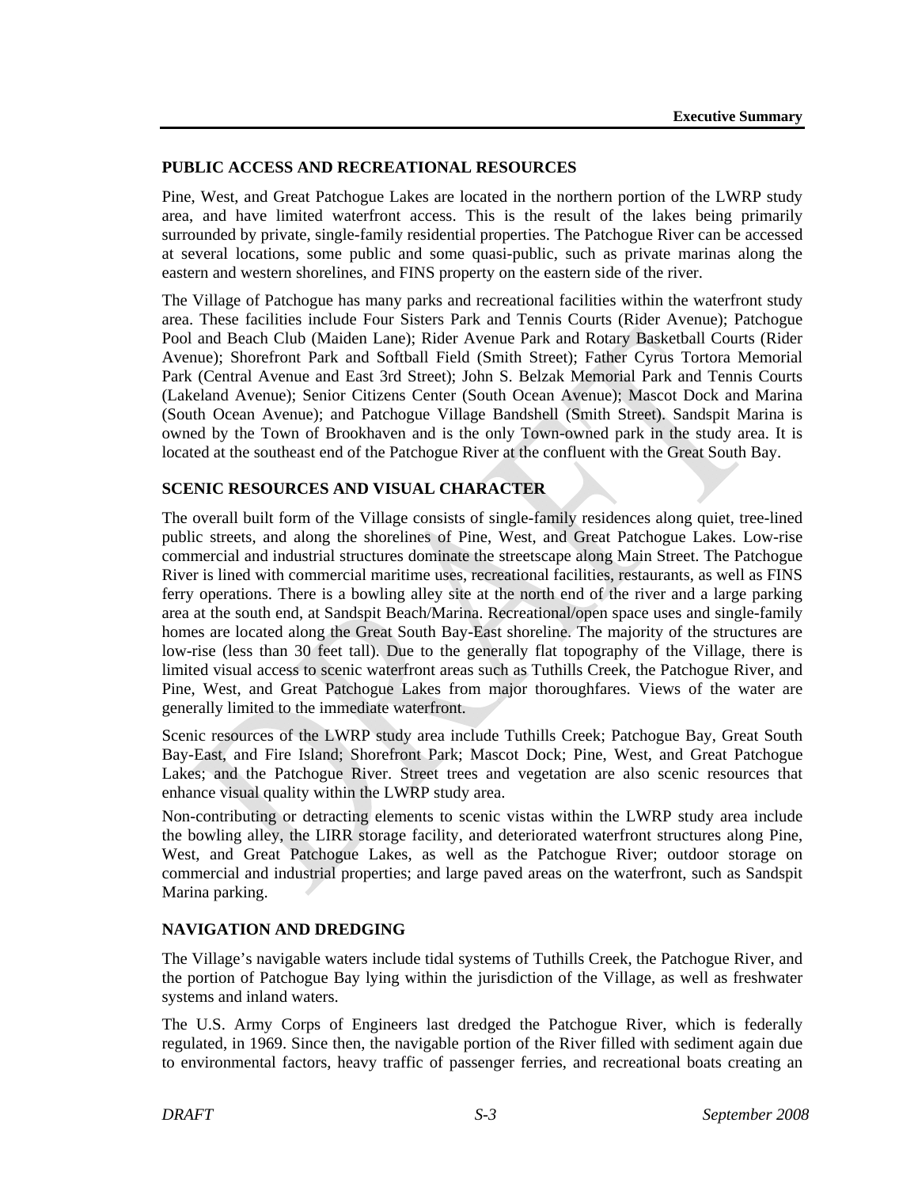## PUBLIC ACCESS AND RECREATIONAL RESOURCES

Pine, West, and Great Patchogue Lakes are located in the northern portion of the LWRP study area, and have limited waterfront access. This is the result of the lakes being primarily surrounded by private, single-family residential properties. The Patchogue River can be accessed at several locations, some public and some quasi-public, such as private marinas along the eastern and western shorelines, and FINS property on the eastern side of the river.

The Village of Patchogue has many parks and recreational facilities within the waterfront study area. These facilities include Four Sisters Park and Tennis Courts (Rider Avenue); Patchogue Pool and Beach Club (Maiden Lane); Rider Avenue Park and Rotary Basketball Courts (Rider Avenue); Shorefront Park and Softball Field (Smith Street); Father Cyrus Tortora Memorial Park (Central Avenue and East 3rd Street); John S. Belzak Memorial Park and Tennis Courts (Lakeland Avenue); Senior Citizens Center (South Ocean Avenue); Mascot Dock and Marina (South Ocean Avenue); and Patchogue Village Bandshell (Smith Street). Sandspit Marina is owned by the Town of Brookhaven and is the only Town-owned park in the study area. It is located at the southeast end of the Patchogue River at the confluent with the Great South Bay.

## SCENIC RESOURCES AND VISUAL CHARACTER

The overall built form of the Village consists of single-family residences along quiet, tree-lined public streets, and along the shorelines of Pine, West, and Great Patchogue Lakes. Low-rise commercial and industrial structures dominate the streetscape along Main Street. The Patchogue River is lined with commercial maritime uses, recreational facilities, restaurants, as well as FINS ferry operations. There is a bowling alley site at the north end of the river and a large parking area at the south end, at Sandspit Beach/Marina. Recreational/open space uses and single-family homes are located along the Great South Bay-East shoreline. The majority of the structures are low-rise (less than 30 feet tall). Due to the generally flat topography of the Village, there is limited visual access to scenic waterfront areas such as Tuthills Creek, the Patchogue River, and Pine, West, and Great Patchogue Lakes from major thoroughfares. Views of the water are generally limited to the immediate waterfront.

Scenic resources of the LWRP study area include Tuthills Creek; Patchogue Bay, Great South Bay-East, and Fire Island; Shorefront Park; Mascot Dock; Pine, West, and Great Patchogue Lakes; and the Patchogue River. Street trees and vegetation are also scenic resources that enhance visual quality within the LWRP study area.

Non-contributing or detracting elements to scenic vistas within the LWRP study area include the bowling alley, the LIRR storage facility, and deteriorated waterfront structures along Pine, West, and Great Patchogue Lakes, as well as the Patchogue River; outdoor storage on commercial and industrial properties; and large paved areas on the waterfront, such as Sandspit Marina parking.

## NAVIGATION AND DREDGING

The Village's navigable waters include tidal systems of Tuthills Creek, the Patchogue River, and the portion of Patchogue Bay lying within the jurisdiction of the Village, as well as freshwater systems and inland waters.

The U.S. Army Corps of Engineers last dredged the Patchogue River, which is federally regulated, in 1969. Since then, the navigable portion of the River filled with sediment again due to environmental factors, heavy traffic of passenger ferries, and recreational boats creating an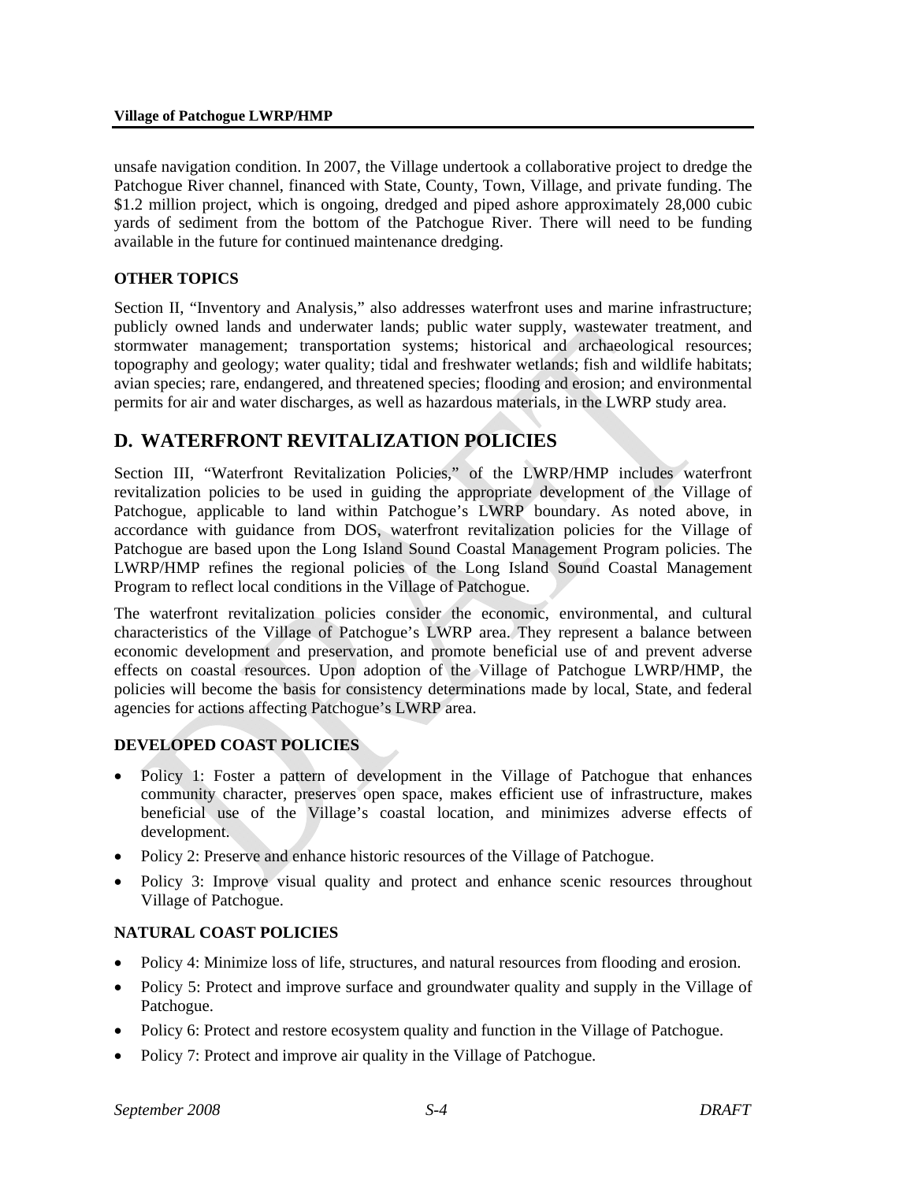unsafe navigation condition. In 2007, the Village undertook a collaborative project to dredge the Patchogue River channel, financed with State, County, Town, Village, and private funding. The $1.2 million project, which is ongoing, dredged and piped ashore approximately 28,000 cubic yards of sediment from the bottom of the Patchogue River. There will need to be funding available in the future for continued maintenance dredging.

### OTHER TOPICS

Section II, "Inventory and Analysis," also addresses waterfront uses and marine infrastructure; publicly owned lands and underwater lands; public water supply, wastewater treatment, and stormwater management; transportation systems; historical and archaeological resources; topography and geology; water quality; tidal and freshwater wetlands; fish and wildlife habitats; avian species; rare, endangered, and threatened species; flooding and erosion; and environmental permits for air and water discharges, as well as hazardous materials, in the LWRP study area.

## D. WATERFRONT REVITALIZATION POLICIES

Section III, "Waterfront Revitalization Policies," of the LWRP/HMP includes waterfront revitalization policies to be used in guiding the appropriate development of the Village of Patchogue, applicable to land within Patchogue's LWRP boundary. As noted above, in accordance with guidance from DOS, waterfront revitalization policies for the Village of Patchogue are based upon the Long Island Sound Coastal Management Program policies. The LWRP/HMP refines the regional policies of the Long Island Sound Coastal Management Program to reflect local conditions in the Village of Patchogue.

The waterfront revitalization policies consider the economic, environmental, and cultural characteristics of the Village of Patchogue's LWRP area. They represent a balance between economic development and preservation, and promote beneficial use of and prevent adverse effects on coastal resources. Upon adoption of the Village of Patchogue LWRP/HMP, the policies will become the basis for consistency determinations made by local, State, and federal agencies for actions affecting Patchogue's LWRP area.

### DEVELOPED COAST POLICIES

- Policy 1: Foster a pattern of development in the Village of Patchogue that enhances community character, preserves open space, makes efficient use of infrastructure, makes beneficial use of the Village's coastal location, and minimizes adverse effects of development.
- Policy 2: Preserve and enhance historic resources of the Village of Patchogue.
- Policy 3: Improve visual quality and protect and enhance scenic resources throughout Village of Patchogue.

### NATURAL COAST POLICIES

- Policy 4: Minimize loss of life, structures, and natural resources from flooding and erosion.
- Policy 5: Protect and improve surface and groundwater quality and supply in the Village of Patchogue.
- Policy 6: Protect and restore ecosystem quality and function in the Village of Patchogue.
- Policy 7: Protect and improve air quality in the Village of Patchogue.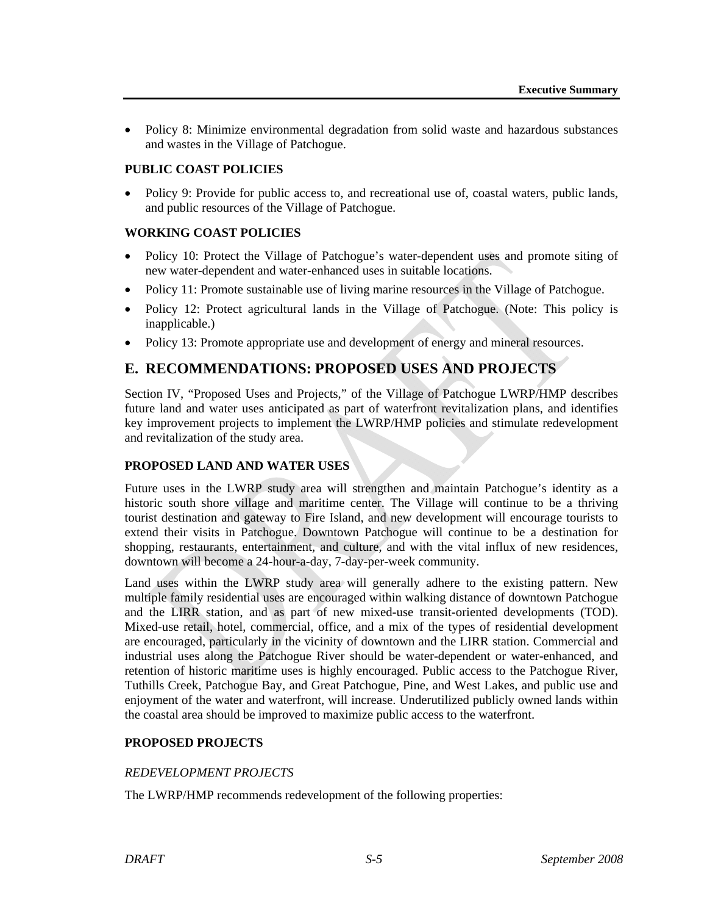- Policy 8: Minimize environmental degradation from solid waste and hazardous substances and wastes in the Village of Patchogue.

**PUBLIC COAST POLICIES**

- Policy 9: Provide for public access to, and recreational use of, coastal waters, public lands, and public resources of the Village of Patchogue.

**WORKING COAST POLICIES**

- Policy 10: Protect the Village of Patchogue's water-dependent uses and promote siting of new water-dependent and water-enhanced uses in suitable locations.
- Policy 11: Promote sustainable use of living marine resources in the Village of Patchogue.
- Policy 12: Protect agricultural lands in the Village of Patchogue. (Note: This policy is inapplicable.)
- Policy 13: Promote appropriate use and development of energy and mineral resources.

## E. RECOMMENDATIONS: PROPOSED USES AND PROJECTS

Section IV, "Proposed Uses and Projects," of the Village of Patchogue LWRP/HMP describes future land and water uses anticipated as part of waterfront revitalization plans, and identifies key improvement projects to implement the LWRP/HMP policies and stimulate redevelopment and revitalization of the study area.

**PROPOSED LAND AND WATER USES**

Future uses in the LWRP study area will strengthen and maintain Patchogue's identity as a historic south shore village and maritime center. The Village will continue to be a thriving tourist destination and gateway to Fire Island, and new development will encourage tourists to extend their visits in Patchogue. Downtown Patchogue will continue to be a destination for shopping, restaurants, entertainment, and culture, and with the vital influx of new residences, downtown will become a 24-hour-a-day, 7-day-per-week community.

Land uses within the LWRP study area will generally adhere to the existing pattern. New multiple family residential uses are encouraged within walking distance of downtown Patchogue and the LIRR station, and as part of new mixed-use transit-oriented developments (TOD). Mixed-use retail, hotel, commercial, office, and a mix of the types of residential development are encouraged, particularly in the vicinity of downtown and the LIRR station. Commercial and industrial uses along the Patchogue River should be water-dependent or water-enhanced, and retention of historic maritime uses is highly encouraged. Public access to the Patchogue River, Tuthills Creek, Patchogue Bay, and Great Patchogue, Pine, and West Lakes, and public use and enjoyment of the water and waterfront, will increase. Underutilized publicly owned lands within the coastal area should be improved to maximize public access to the waterfront.

**PROPOSED PROJECTS**

*REDEVELOPMENT PROJECTS*

The LWRP/HMP recommends redevelopment of the following properties: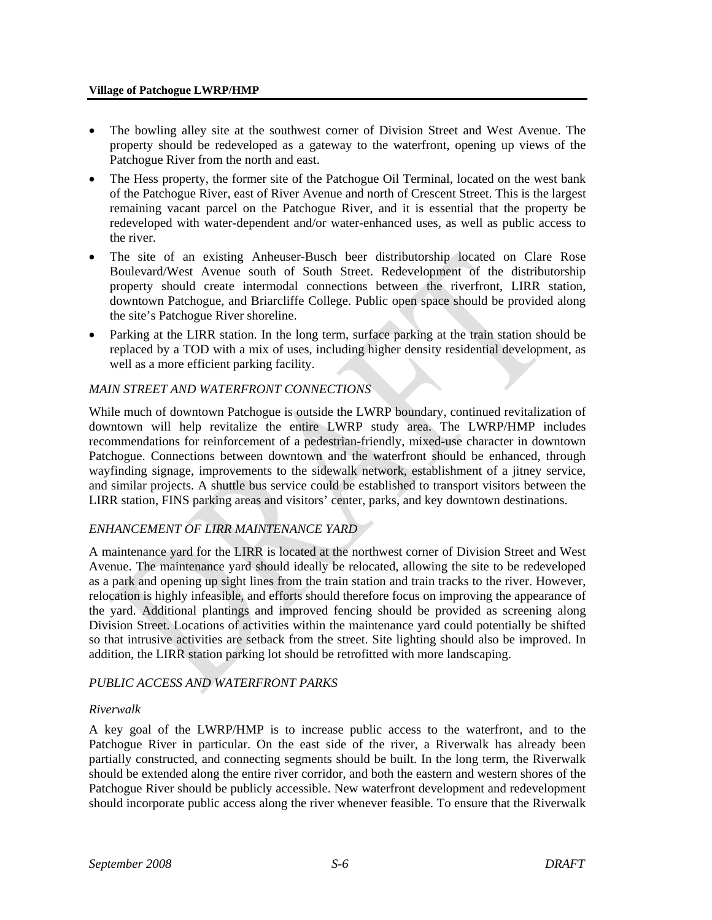- The bowling alley site at the southwest corner of Division Street and West Avenue. The property should be redeveloped as a gateway to the waterfront, opening up views of the Patchogue River from the north and east.
- The Hess property, the former site of the Patchogue Oil Terminal, located on the west bank of the Patchogue River, east of River Avenue and north of Crescent Street. This is the largest remaining vacant parcel on the Patchogue River, and it is essential that the property be redeveloped with water-dependent and/or water-enhanced uses, as well as public access to the river.
- The site of an existing Anheuser-Busch beer distributorship located on Clare Rose Boulevard/West Avenue south of South Street. Redevelopment of the distributorship property should create intermodal connections between the riverfront, LIRR station, downtown Patchogue, and Briarcliffe College. Public open space should be provided along the site's Patchogue River shoreline.
- Parking at the LIRR station. In the long term, surface parking at the train station should be replaced by a TOD with a mix of uses, including higher density residential development, as well as a more efficient parking facility.

*MAIN STREET AND WATERFRONT CONNECTIONS*

While much of downtown Patchogue is outside the LWRP boundary, continued revitalization of downtown will help revitalize the entire LWRP study area. The LWRP/HMP includes recommendations for reinforcement of a pedestrian-friendly, mixed-use character in downtown Patchogue. Connections between downtown and the waterfront should be enhanced, through wayfinding signage, improvements to the sidewalk network, establishment of a jitney service, and similar projects. A shuttle bus service could be established to transport visitors between the LIRR station, FINS parking areas and visitors' center, parks, and key downtown destinations.

*ENHANCEMENT OF LIRR MAINTENANCE YARD*

A maintenance yard for the LIRR is located at the northwest corner of Division Street and West Avenue. The maintenance yard should ideally be relocated, allowing the site to be redeveloped as a park and opening up sight lines from the train station and train tracks to the river. However, relocation is highly infeasible, and efforts should therefore focus on improving the appearance of the yard. Additional plantings and improved fencing should be provided as screening along Division Street. Locations of activities within the maintenance yard could potentially be shifted so that intrusive activities are setback from the street. Site lighting should also be improved. In addition, the LIRR station parking lot should be retrofitted with more landscaping.

*PUBLIC ACCESS AND WATERFRONT PARKS*

*Riverwalk*

A key goal of the LWRP/HMP is to increase public access to the waterfront, and to the Patchogue River in particular. On the east side of the river, a Riverwalk has already been partially constructed, and connecting segments should be built. In the long term, the Riverwalk should be extended along the entire river corridor, and both the eastern and western shores of the Patchogue River should be publicly accessible. New waterfront development and redevelopment should incorporate public access along the river whenever feasible. To ensure that the Riverwalk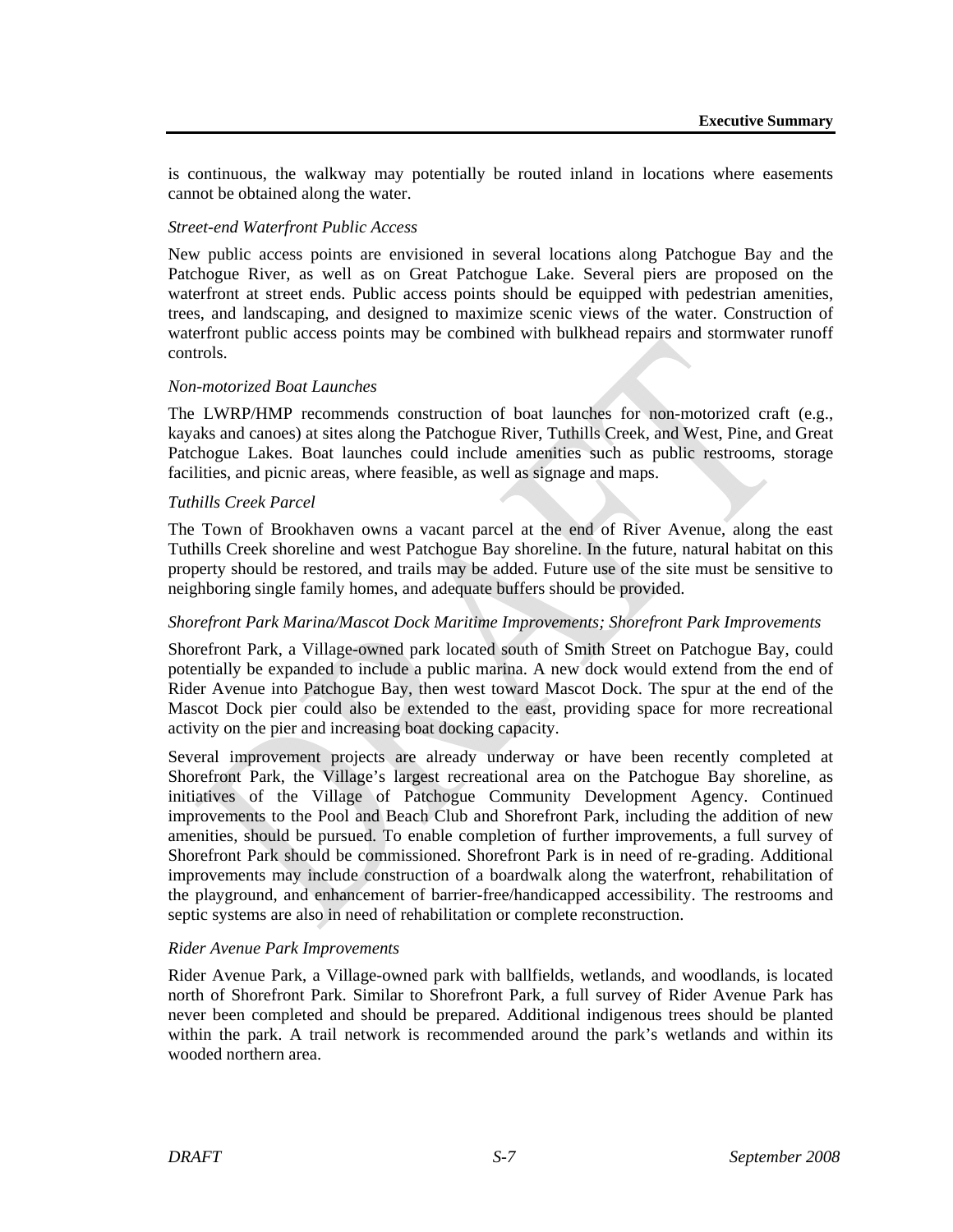is continuous, the walkway may potentially be routed inland in locations where easements cannot be obtained along the water.

*Street-end Waterfront Public Access*

New public access points are envisioned in several locations along Patchogue Bay and the Patchogue River, as well as on Great Patchogue Lake. Several piers are proposed on the waterfront at street ends. Public access points should be equipped with pedestrian amenities, trees, and landscaping, and designed to maximize scenic views of the water. Construction of waterfront public access points may be combined with bulkhead repairs and stormwater runoff controls.

*Non-motorized Boat Launches*

The LWRP/HMP recommends construction of boat launches for non-motorized craft (e.g., kayaks and canoes) at sites along the Patchogue River, Tuthills Creek, and West, Pine, and Great Patchogue Lakes. Boat launches could include amenities such as public restrooms, storage facilities, and picnic areas, where feasible, as well as signage and maps.

*Tuthills Creek Parcel*

The Town of Brookhaven owns a vacant parcel at the end of River Avenue, along the east Tuthills Creek shoreline and west Patchogue Bay shoreline. In the future, natural habitat on this property should be restored, and trails may be added. Future use of the site must be sensitive to neighboring single family homes, and adequate buffers should be provided.

*Shorefront Park Marina/Mascot Dock Maritime Improvements; Shorefront Park Improvements*

Shorefront Park, a Village-owned park located south of Smith Street on Patchogue Bay, could potentially be expanded to include a public marina. A new dock would extend from the end of Rider Avenue into Patchogue Bay, then west toward Mascot Dock. The spur at the end of the Mascot Dock pier could also be extended to the east, providing space for more recreational activity on the pier and increasing boat docking capacity.

Several improvement projects are already underway or have been recently completed at Shorefront Park, the Village's largest recreational area on the Patchogue Bay shoreline, as initiatives of the Village of Patchogue Community Development Agency. Continued improvements to the Pool and Beach Club and Shorefront Park, including the addition of new amenities, should be pursued. To enable completion of further improvements, a full survey of Shorefront Park should be commissioned. Shorefront Park is in need of re-grading. Additional improvements may include construction of a boardwalk along the waterfront, rehabilitation of the playground, and enhancement of barrier-free/handicapped accessibility. The restrooms and septic systems are also in need of rehabilitation or complete reconstruction.

*Rider Avenue Park Improvements*

Rider Avenue Park, a Village-owned park with ballfields, wetlands, and woodlands, is located north of Shorefront Park. Similar to Shorefront Park, a full survey of Rider Avenue Park has never been completed and should be prepared. Additional indigenous trees should be planted within the park. A trail network is recommended around the park's wetlands and within its wooded northern area.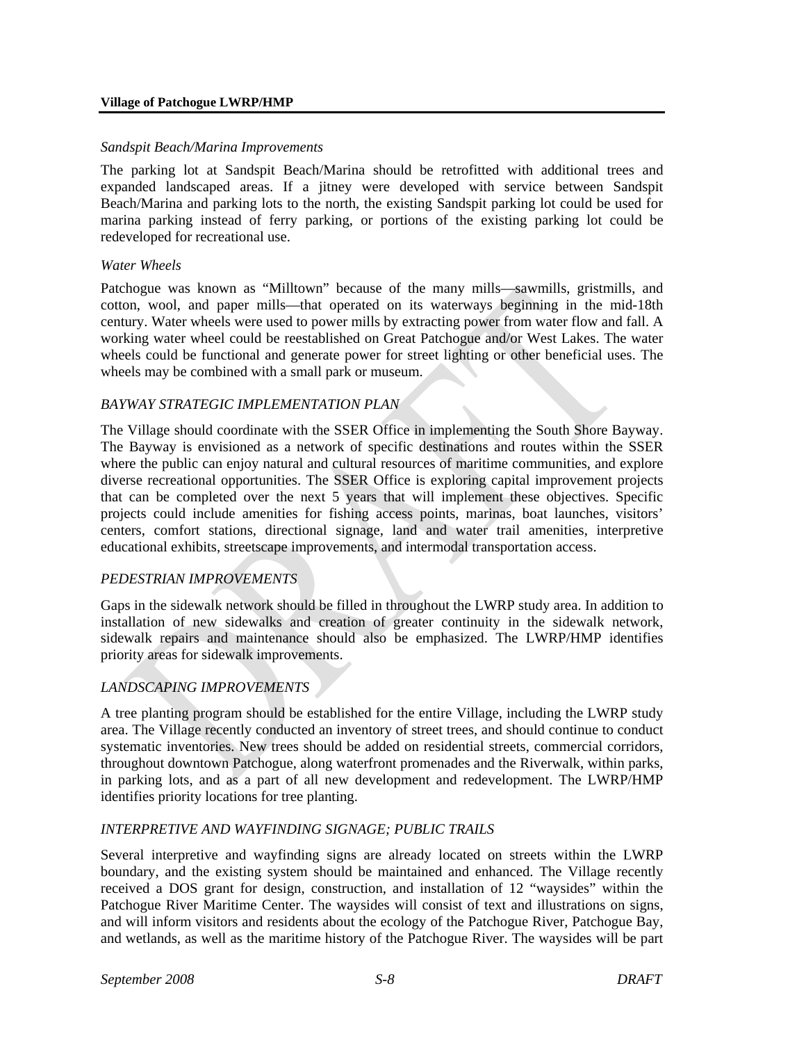*Sandspit Beach/Marina Improvements*

The parking lot at Sandspit Beach/Marina should be retrofitted with additional trees and expanded landscaped areas. If a jitney were developed with service between Sandspit Beach/Marina and parking lots to the north, the existing Sandspit parking lot could be used for marina parking instead of ferry parking, or portions of the existing parking lot could be redeveloped for recreational use.

*Water Wheels*

Patchogue was known as "Milltown" because of the many mills—sawmills, gristmills, and cotton, wool, and paper mills—that operated on its waterways beginning in the mid-18th century. Water wheels were used to power mills by extracting power from water flow and fall. A working water wheel could be reestablished on Great Patchogue and/or West Lakes. The water wheels could be functional and generate power for street lighting or other beneficial uses. The wheels may be combined with a small park or museum.

### *BAYWAY STRATEGIC IMPLEMENTATION PLAN*

The Village should coordinate with the SSER Office in implementing the South Shore Bayway. The Bayway is envisioned as a network of specific destinations and routes within the SSER where the public can enjoy natural and cultural resources of maritime communities, and explore diverse recreational opportunities. The SSER Office is exploring capital improvement projects that can be completed over the next 5 years that will implement these objectives. Specific projects could include amenities for fishing access points, marinas, boat launches, visitors' centers, comfort stations, directional signage, land and water trail amenities, interpretive educational exhibits, streetscape improvements, and intermodal transportation access.

### *PEDESTRIAN IMPROVEMENTS*

Gaps in the sidewalk network should be filled in throughout the LWRP study area. In addition to installation of new sidewalks and creation of greater continuity in the sidewalk network, sidewalk repairs and maintenance should also be emphasized. The LWRP/HMP identifies priority areas for sidewalk improvements.

### *LANDSCAPING IMPROVEMENTS*

A tree planting program should be established for the entire Village, including the LWRP study area. The Village recently conducted an inventory of street trees, and should continue to conduct systematic inventories. New trees should be added on residential streets, commercial corridors, throughout downtown Patchogue, along waterfront promenades and the Riverwalk, within parks, in parking lots, and as a part of all new development and redevelopment. The LWRP/HMP identifies priority locations for tree planting.

### *INTERPRETIVE AND WAYFINDING SIGNAGE; PUBLIC TRAILS*

Several interpretive and wayfinding signs are already located on streets within the LWRP boundary, and the existing system should be maintained and enhanced. The Village recently received a DOS grant for design, construction, and installation of 12 "waysides" within the Patchogue River Maritime Center. The waysides will consist of text and illustrations on signs, and will inform visitors and residents about the ecology of the Patchogue River, Patchogue Bay, and wetlands, as well as the maritime history of the Patchogue River. The waysides will be part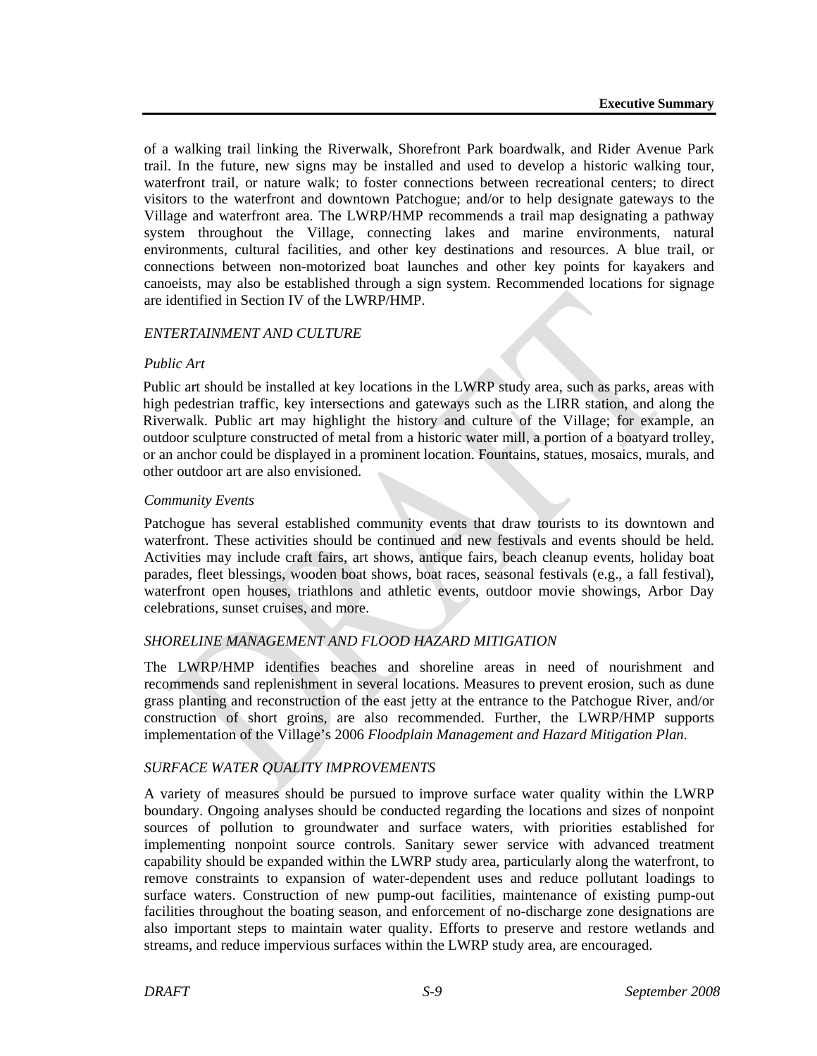of a walking trail linking the Riverwalk, Shorefront Park boardwalk, and Rider Avenue Park trail. In the future, new signs may be installed and used to develop a historic walking tour, waterfront trail, or nature walk; to foster connections between recreational centers; to direct visitors to the waterfront and downtown Patchogue; and/or to help designate gateways to the Village and waterfront area. The LWRP/HMP recommends a trail map designating a pathway system throughout the Village, connecting lakes and marine environments, natural environments, cultural facilities, and other key destinations and resources. A blue trail, or connections between non-motorized boat launches and other key points for kayakers and canoeists, may also be established through a sign system. Recommended locations for signage are identified in Section IV of the LWRP/HMP.

### *ENTERTAINMENT AND CULTURE*

#### *Public Art*

Public art should be installed at key locations in the LWRP study area, such as parks, areas with high pedestrian traffic, key intersections and gateways such as the LIRR station, and along the Riverwalk. Public art may highlight the history and culture of the Village; for example, an outdoor sculpture constructed of metal from a historic water mill, a portion of a boatyard trolley, or an anchor could be displayed in a prominent location. Fountains, statues, mosaics, murals, and other outdoor art are also envisioned.

#### *Community Events*

Patchogue has several established community events that draw tourists to its downtown and waterfront. These activities should be continued and new festivals and events should be held. Activities may include craft fairs, art shows, antique fairs, beach cleanup events, holiday boat parades, fleet blessings, wooden boat shows, boat races, seasonal festivals (e.g., a fall festival), waterfront open houses, triathlons and athletic events, outdoor movie showings, Arbor Day celebrations, sunset cruises, and more.

### *SHORELINE MANAGEMENT AND FLOOD HAZARD MITIGATION*

The LWRP/HMP identifies beaches and shoreline areas in need of nourishment and recommends sand replenishment in several locations. Measures to prevent erosion, such as dune grass planting and reconstruction of the east jetty at the entrance to the Patchogue River, and/or construction of short groins, are also recommended. Further, the LWRP/HMP supports implementation of the Village's 2006 *Floodplain Management and Hazard Mitigation Plan*.

### *SURFACE WATER QUALITY IMPROVEMENTS*

A variety of measures should be pursued to improve surface water quality within the LWRP boundary. Ongoing analyses should be conducted regarding the locations and sizes of nonpoint sources of pollution to groundwater and surface waters, with priorities established for implementing nonpoint source controls. Sanitary sewer service with advanced treatment capability should be expanded within the LWRP study area, particularly along the waterfront, to remove constraints to expansion of water-dependent uses and reduce pollutant loadings to surface waters. Construction of new pump-out facilities, maintenance of existing pump-out facilities throughout the boating season, and enforcement of no-discharge zone designations are also important steps to maintain water quality. Efforts to preserve and restore wetlands and streams, and reduce impervious surfaces within the LWRP study area, are encouraged.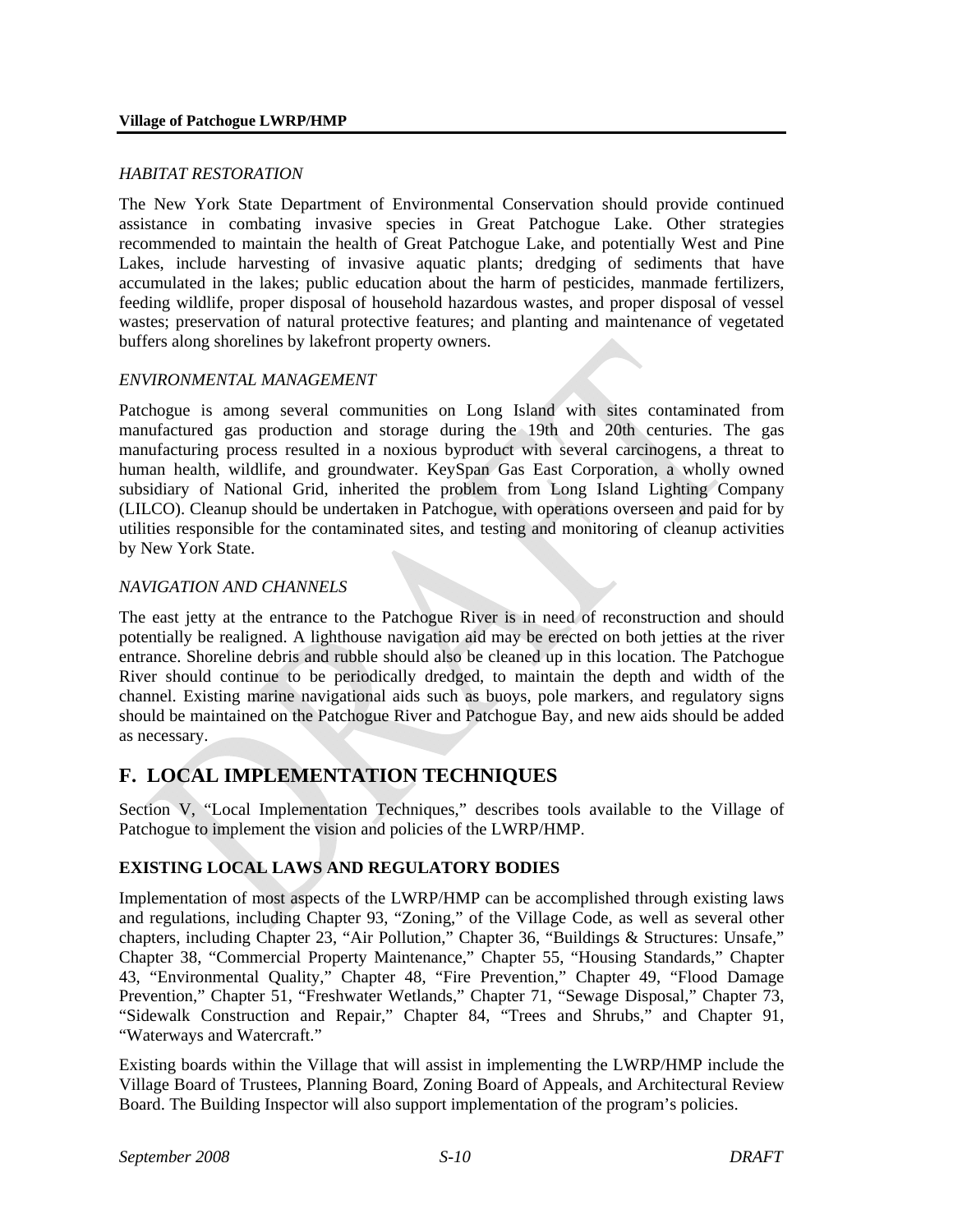*HABITAT RESTORATION*

The New York State Department of Environmental Conservation should provide continued assistance in combating invasive species in Great Patchogue Lake. Other strategies recommended to maintain the health of Great Patchogue Lake, and potentially West and Pine Lakes, include harvesting of invasive aquatic plants; dredging of sediments that have accumulated in the lakes; public education about the harm of pesticides, manmade fertilizers, feeding wildlife, proper disposal of household hazardous wastes, and proper disposal of vessel wastes; preservation of natural protective features; and planting and maintenance of vegetated buffers along shorelines by lakefront property owners.

*ENVIRONMENTAL MANAGEMENT*

Patchogue is among several communities on Long Island with sites contaminated from manufactured gas production and storage during the 19th and 20th centuries. The gas manufacturing process resulted in a noxious byproduct with several carcinogens, a threat to human health, wildlife, and groundwater. KeySpan Gas East Corporation, a wholly owned subsidiary of National Grid, inherited the problem from Long Island Lighting Company (LILCO). Cleanup should be undertaken in Patchogue, with operations overseen and paid for by utilities responsible for the contaminated sites, and testing and monitoring of cleanup activities by New York State.

*NAVIGATION AND CHANNELS*

The east jetty at the entrance to the Patchogue River is in need of reconstruction and should potentially be realigned. A lighthouse navigation aid may be erected on both jetties at the river entrance. Shoreline debris and rubble should also be cleaned up in this location. The Patchogue River should continue to be periodically dredged, to maintain the depth and width of the channel. Existing marine navigational aids such as buoys, pole markers, and regulatory signs should be maintained on the Patchogue River and Patchogue Bay, and new aids should be added as necessary.

## F. LOCAL IMPLEMENTATION TECHNIQUES

Section V, "Local Implementation Techniques," describes tools available to the Village of Patchogue to implement the vision and policies of the LWRP/HMP.

### EXISTING LOCAL LAWS AND REGULATORY BODIES

Implementation of most aspects of the LWRP/HMP can be accomplished through existing laws and regulations, including Chapter 93, "Zoning," of the Village Code, as well as several other chapters, including Chapter 23, "Air Pollution," Chapter 36, "Buildings & Structures: Unsafe," Chapter 38, "Commercial Property Maintenance," Chapter 55, "Housing Standards," Chapter 43, "Environmental Quality," Chapter 48, "Fire Prevention," Chapter 49, "Flood Damage Prevention," Chapter 51, "Freshwater Wetlands," Chapter 71, "Sewage Disposal," Chapter 73, "Sidewalk Construction and Repair," Chapter 84, "Trees and Shrubs," and Chapter 91, "Waterways and Watercraft."

Existing boards within the Village that will assist in implementing the LWRP/HMP include the Village Board of Trustees, Planning Board, Zoning Board of Appeals, and Architectural Review Board. The Building Inspector will also support implementation of the program's policies.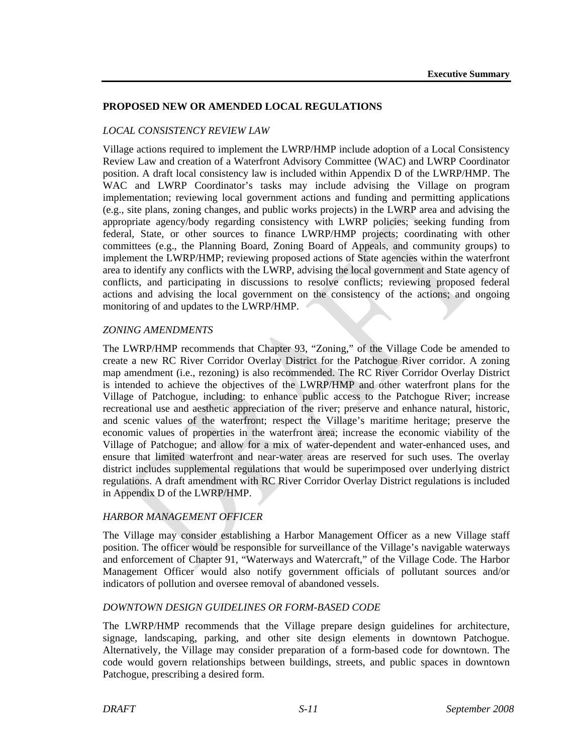## PROPOSED NEW OR AMENDED LOCAL REGULATIONS

### *LOCAL CONSISTENCY REVIEW LAW*

Village actions required to implement the LWRP/HMP include adoption of a Local Consistency Review Law and creation of a Waterfront Advisory Committee (WAC) and LWRP Coordinator position. A draft local consistency law is included within Appendix D of the LWRP/HMP. The WAC and LWRP Coordinator's tasks may include advising the Village on program implementation; reviewing local government actions and funding and permitting applications (e.g., site plans, zoning changes, and public works projects) in the LWRP area and advising the appropriate agency/body regarding consistency with LWRP policies; seeking funding from federal, State, or other sources to finance LWRP/HMP projects; coordinating with other committees (e.g., the Planning Board, Zoning Board of Appeals, and community groups) to implement the LWRP/HMP; reviewing proposed actions of State agencies within the waterfront area to identify any conflicts with the LWRP, advising the local government and State agency of conflicts, and participating in discussions to resolve conflicts; reviewing proposed federal actions and advising the local government on the consistency of the actions; and ongoing monitoring of and updates to the LWRP/HMP.

### *ZONING AMENDMENTS*

The LWRP/HMP recommends that Chapter 93, "Zoning," of the Village Code be amended to create a new RC River Corridor Overlay District for the Patchogue River corridor. A zoning map amendment (i.e., rezoning) is also recommended. The RC River Corridor Overlay District is intended to achieve the objectives of the LWRP/HMP and other waterfront plans for the Village of Patchogue, including: to enhance public access to the Patchogue River; increase recreational use and aesthetic appreciation of the river; preserve and enhance natural, historic, and scenic values of the waterfront; respect the Village's maritime heritage; preserve the economic values of properties in the waterfront area; increase the economic viability of the Village of Patchogue; and allow for a mix of water-dependent and water-enhanced uses, and ensure that limited waterfront and near-water areas are reserved for such uses. The overlay district includes supplemental regulations that would be superimposed over underlying district regulations. A draft amendment with RC River Corridor Overlay District regulations is included in Appendix D of the LWRP/HMP.

### *HARBOR MANAGEMENT OFFICER*

The Village may consider establishing a Harbor Management Officer as a new Village staff position. The officer would be responsible for surveillance of the Village's navigable waterways and enforcement of Chapter 91, "Waterways and Watercraft," of the Village Code. The Harbor Management Officer would also notify government officials of pollutant sources and/or indicators of pollution and oversee removal of abandoned vessels.

### *DOWNTOWN DESIGN GUIDELINES OR FORM-BASED CODE*

The LWRP/HMP recommends that the Village prepare design guidelines for architecture, signage, landscaping, parking, and other site design elements in downtown Patchogue. Alternatively, the Village may consider preparation of a form-based code for downtown. The code would govern relationships between buildings, streets, and public spaces in downtown Patchogue, prescribing a desired form.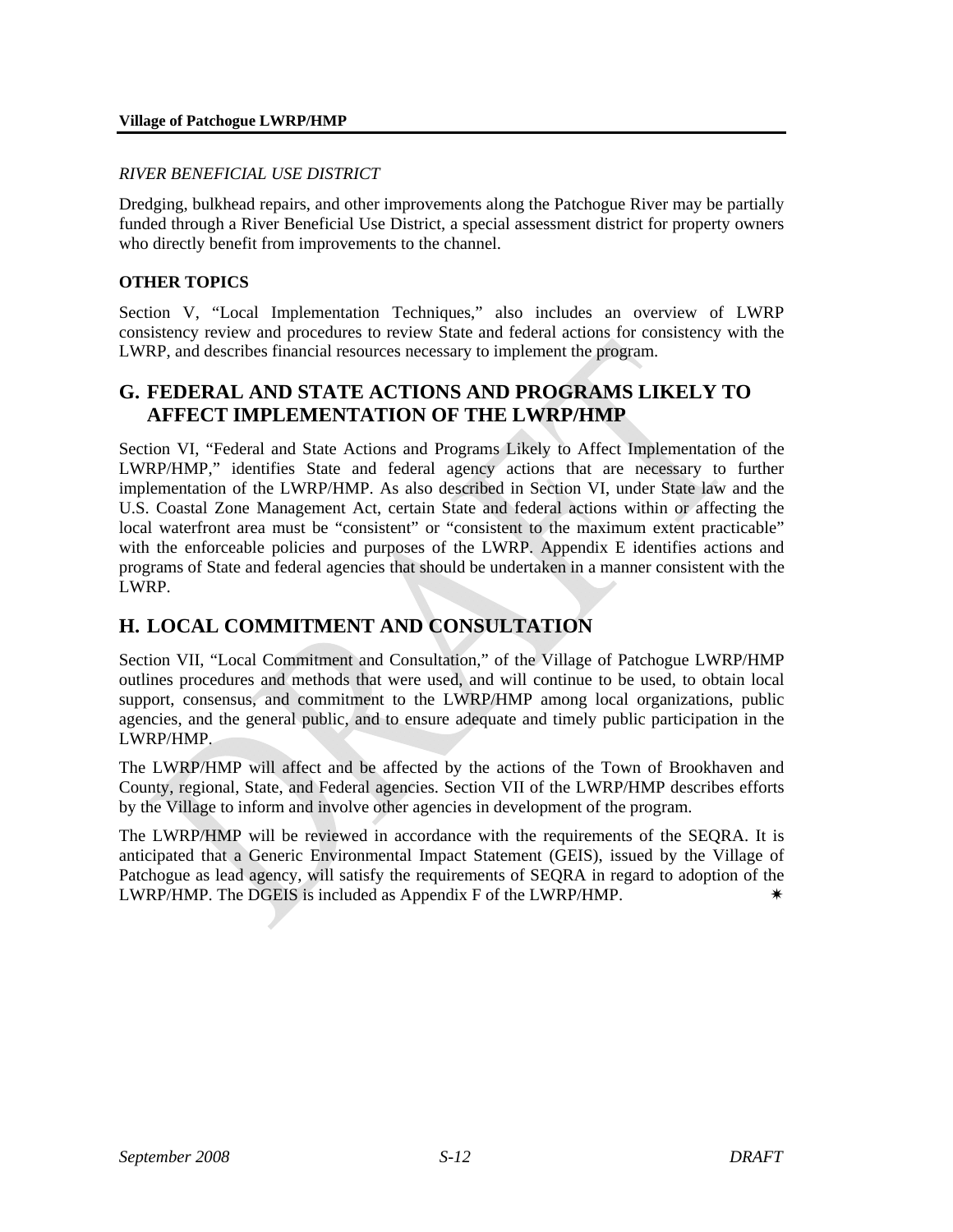*RIVER BENEFICIAL USE DISTRICT*

Dredging, bulkhead repairs, and other improvements along the Patchogue River may be partially funded through a River Beneficial Use District, a special assessment district for property owners who directly benefit from improvements to the channel.

**OTHER TOPICS**

Section V, "Local Implementation Techniques," also includes an overview of LWRP consistency review and procedures to review State and federal actions for consistency with the LWRP, and describes financial resources necessary to implement the program.

## G. FEDERAL AND STATE ACTIONS AND PROGRAMS LIKELY TO AFFECT IMPLEMENTATION OF THE LWRP/HMP

Section VI, "Federal and State Actions and Programs Likely to Affect Implementation of the LWRP/HMP," identifies State and federal agency actions that are necessary to further implementation of the LWRP/HMP. As also described in Section VI, under State law and the U.S. Coastal Zone Management Act, certain State and federal actions within or affecting the local waterfront area must be "consistent" or "consistent to the maximum extent practicable" with the enforceable policies and purposes of the LWRP. Appendix E identifies actions and programs of State and federal agencies that should be undertaken in a manner consistent with the LWRP.

## H. LOCAL COMMITMENT AND CONSULTATION

Section VII, "Local Commitment and Consultation," of the Village of Patchogue LWRP/HMP outlines procedures and methods that were used, and will continue to be used, to obtain local support, consensus, and commitment to the LWRP/HMP among local organizations, public agencies, and the general public, and to ensure adequate and timely public participation in the LWRP/HMP.

The LWRP/HMP will affect and be affected by the actions of the Town of Brookhaven and County, regional, State, and Federal agencies. Section VII of the LWRP/HMP describes efforts by the Village to inform and involve other agencies in development of the program.

The LWRP/HMP will be reviewed in accordance with the requirements of the SEQRA. It is anticipated that a Generic Environmental Impact Statement (GEIS), issued by the Village of Patchogue as lead agency, will satisfy the requirements of SEQRA in regard to adoption of the LWRP/HMP. The DGEIS is included as Appendix F of the LWRP/HMP. ✷